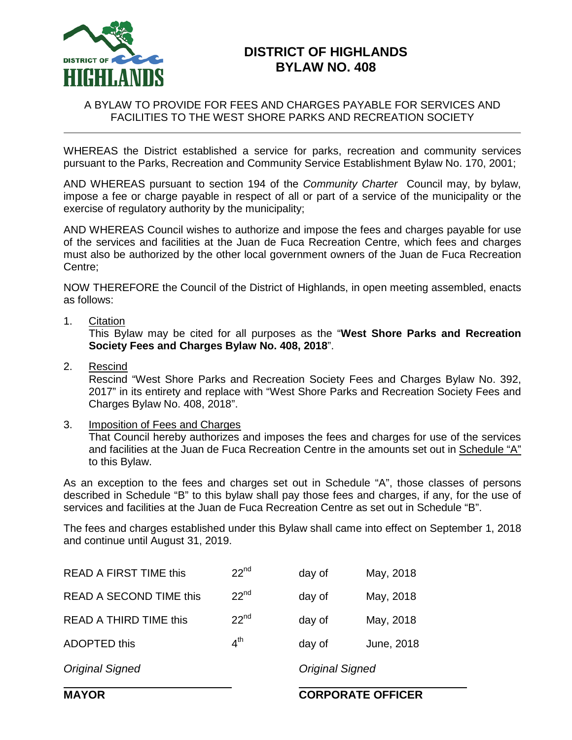# DISTRICT OF HIGHLANDS
# BYLAW NO. 408

A BYLAW TO PROVIDE FOR FEES AND CHARGES PAYABLE FOR SERVICES AND FACILITIES TO THE WEST SHORE PARKS AND RECREATION SOCIETY

---

WHEREAS the District established a service for parks, recreation and community services pursuant to the Parks, Recreation and Community Service Establishment Bylaw No. 170, 2001;

AND WHEREAS pursuant to section 194 of the *Community Charter* Council may, by bylaw, impose a fee or charge payable in respect of all or part of a service of the municipality or the exercise of regulatory authority by the municipality;

AND WHEREAS Council wishes to authorize and impose the fees and charges payable for use of the services and facilities at the Juan de Fuca Recreation Centre, which fees and charges must also be authorized by the other local government owners of the Juan de Fuca Recreation Centre;

NOW THEREFORE the Council of the District of Highlands, in open meeting assembled, enacts as follows:

1. Citation
   This Bylaw may be cited for all purposes as the "**West Shore Parks and Recreation Society Fees and Charges Bylaw No. 408, 2018**".

2. Rescind
   Rescind "West Shore Parks and Recreation Society Fees and Charges Bylaw No. 392, 2017" in its entirety and replace with "West Shore Parks and Recreation Society Fees and Charges Bylaw No. 408, 2018".

3. Imposition of Fees and Charges
   That Council hereby authorizes and imposes the fees and charges for use of the services and facilities at the Juan de Fuca Recreation Centre in the amounts set out in Schedule "A" to this Bylaw.

As an exception to the fees and charges set out in Schedule "A", those classes of persons described in Schedule "B" to this bylaw shall pay those fees and charges, if any, for the use of services and facilities at the Juan de Fuca Recreation Centre as set out in Schedule "B".

The fees and charges established under this Bylaw shall came into effect on September 1, 2018 and continue until August 31, 2019.

| | | | |
|---|---|---|---|
| READ A FIRST TIME this | 22nd | day of | May, 2018 |
| READ A SECOND TIME this | 22nd | day of | May, 2018 |
| READ A THIRD TIME this | 22nd | day of | May, 2018 |
| ADOPTED this | 4th | day of | June, 2018 |

*Original Signed*

**MAYOR**

*Original Signed*

**CORPORATE OFFICER**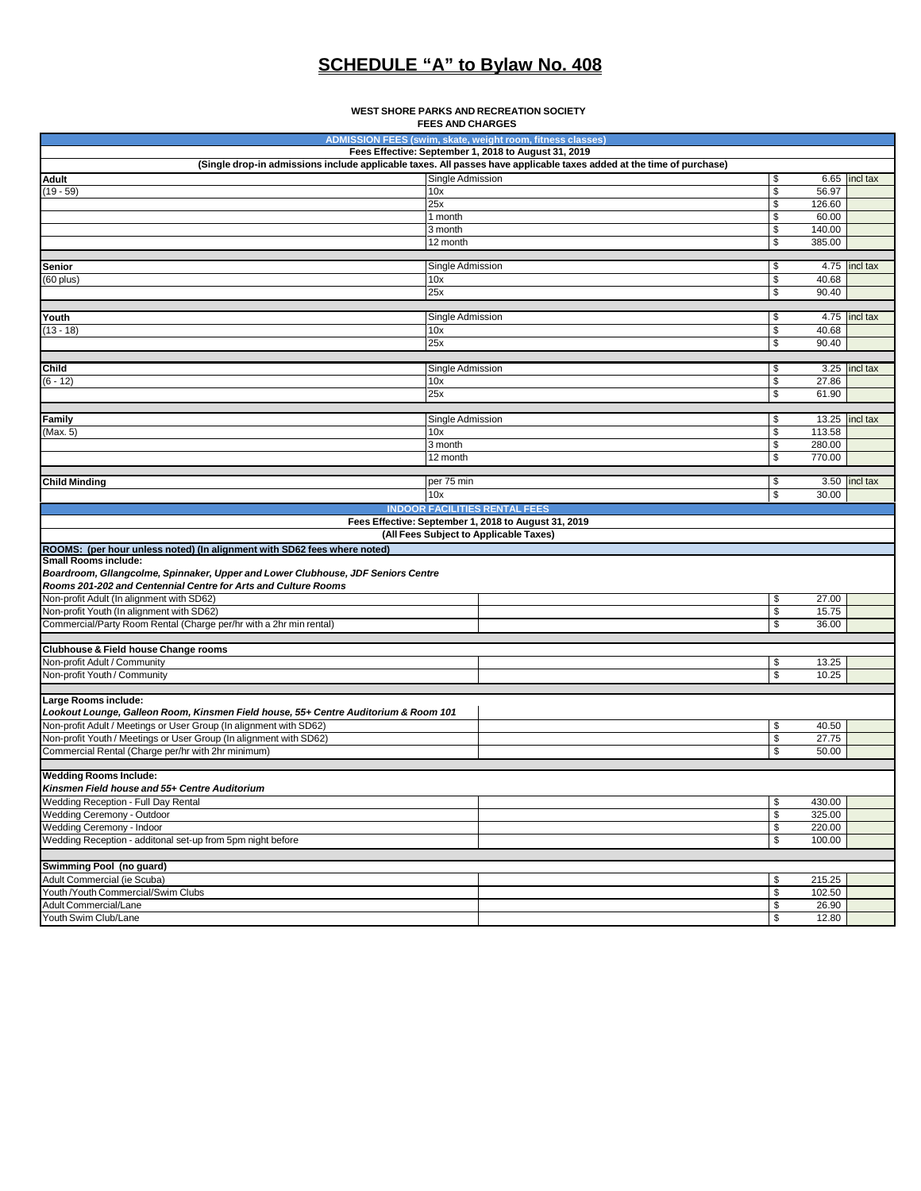# SCHEDULE "A" to Bylaw No. 408

**WEST SHORE PARKS AND RECREATION SOCIETY**
**FEES AND CHARGES**

| ADMISSION FEES (swim, skate, weight room, fitness classes) | | | |
|---|---|---|---|
| **Fees Effective: September 1, 2018 to August 31, 2019** | | | |
| **(Single drop-in admissions include applicable taxes. All passes have applicable taxes added at the time of purchase)** | | | |
| **Adult** | Single Admission | $ 6.65 | incl tax |
| (19 - 59) | 10x | $ 56.97 | |
| | 25x | $ 126.60 | |
| | 1 month | $ 60.00 | |
| | 3 month | $ 140.00 | |
| | 12 month | $ 385.00 | |
| **Senior** | Single Admission | $ 4.75 | incl tax |
| (60 plus) | 10x | $ 40.68 | |
| | 25x | $ 90.40 | |
| **Youth** | Single Admission | $ 4.75 | incl tax |
| (13 - 18) | 10x | $ 40.68 | |
| | 25x | $ 90.40 | |
| **Child** | Single Admission | $ 3.25 | incl tax |
| (6 - 12) | 10x | $ 27.86 | |
| | 25x | $ 61.90 | |
| **Family** | Single Admission | $ 13.25 | incl tax |
| (Max. 5) | 10x | $ 113.58 | |
| | 3 month | $ 280.00 | |
| | 12 month | $ 770.00 | |
| **Child Minding** | per 75 min | $ 3.50 | incl tax |
| | 10x | $ 30.00 | |

| INDOOR FACILITIES RENTAL FEES | | | |
|---|---|---|---|
| **Fees Effective: September 1, 2018 to August 31, 2019** | | | |
| **(All Fees Subject to Applicable Taxes)** | | | |
| **ROOMS: (per hour unless noted) (In alignment with SD62 fees where noted)** | | | |
| **Small Rooms include:** | | | |
| ***Boardroom, Gllangcolme, Spinnaker, Upper and Lower Clubhouse, JDF Seniors Centre*** | | | |
| ***Rooms 201-202 and Centennial Centre for Arts and Culture Rooms*** | | | |
| Non-profit Adult (In alignment with SD62) | | $ 27.00 | |
| Non-profit Youth (In alignment with SD62) | | $ 15.75 | |
| Commercial/Party Room Rental (Charge per/hr with a 2hr min rental) | | $ 36.00 | |
| **Clubhouse & Field house Change rooms** | | | |
| Non-profit Adult / Community | | $ 13.25 | |
| Non-profit Youth / Community | | $ 10.25 | |
| **Large Rooms include:** | | | |
| ***Lookout Lounge, Galleon Room, Kinsmen Field house, 55+ Centre Auditorium & Room 101*** | | | |
| Non-profit Adult / Meetings or User Group (In alignment with SD62) | | $ 40.50 | |
| Non-profit Youth / Meetings or User Group (In alignment with SD62) | | $ 27.75 | |
| Commercial Rental (Charge per/hr with 2hr minimum) | | $ 50.00 | |
| **Wedding Rooms Include:** | | | |
| ***Kinsmen Field house and 55+ Centre Auditorium*** | | | |
| Wedding Reception - Full Day Rental | | $ 430.00 | |
| Wedding Ceremony - Outdoor | | $ 325.00 | |
| Wedding Ceremony - Indoor | | $ 220.00 | |
| Wedding Reception - additonal set-up from 5pm night before | | $ 100.00 | |
| **Swimming Pool (no guard)** | | | |
| Adult Commercial (ie Scuba) | | $ 215.25 | |
| Youth /Youth Commercial/Swim Clubs | | $ 102.50 | |
| Adult Commercial/Lane | | $ 26.90 | |
| Youth Swim Club/Lane | | $ 12.80 | |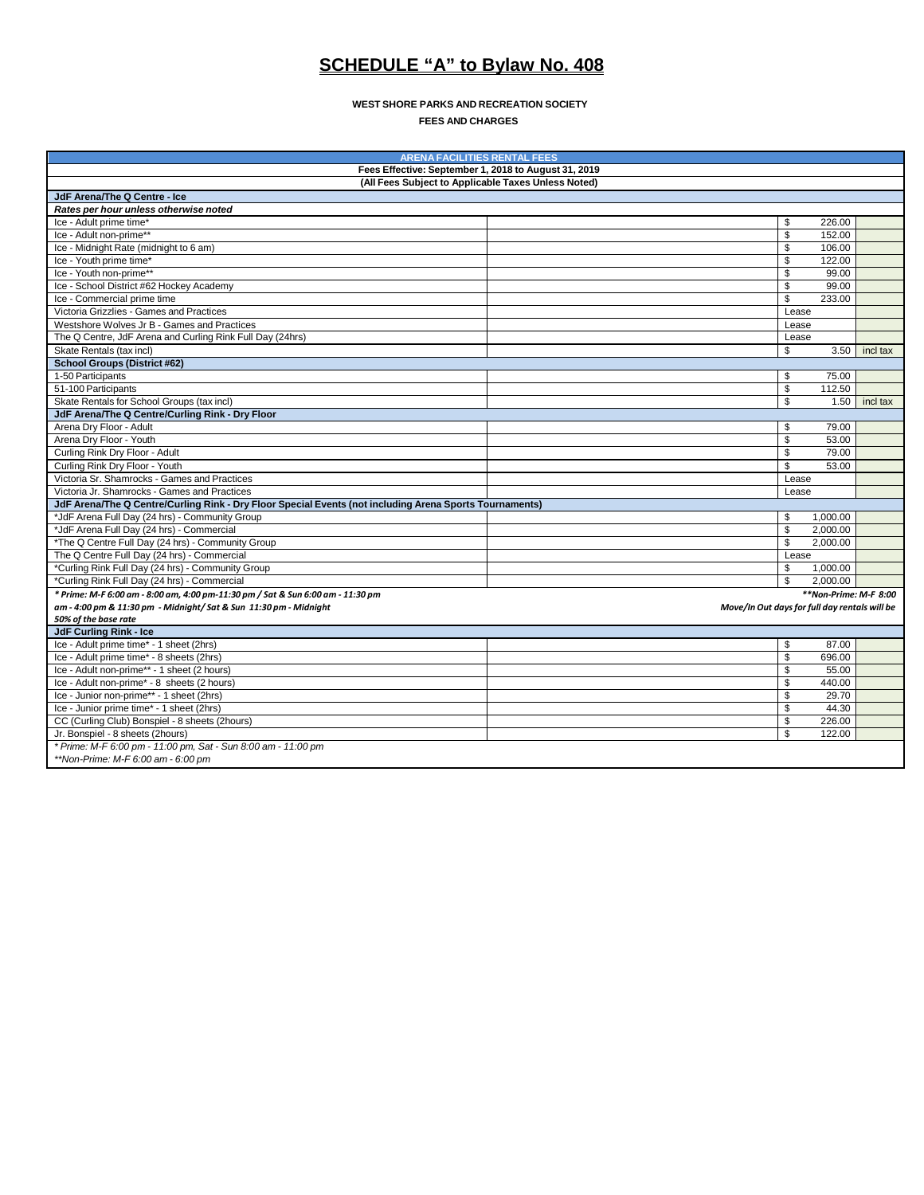# SCHEDULE "A" to Bylaw No. 408

**WEST SHORE PARKS AND RECREATION SOCIETY**

**FEES AND CHARGES**

| ARENA FACILITIES RENTAL FEES | | | |
|---|---|---|---|
| **Fees Effective: September 1, 2018 to August 31, 2019** | | | |
| **(All Fees Subject to Applicable Taxes Unless Noted)** | | | |
| **JdF Arena/The Q Centre - Ice** | | | |
| ***Rates per hour unless otherwise noted*** | | | |
| Ice - Adult prime time* | | $ 226.00 | |
| Ice - Adult non-prime** | | $ 152.00 | |
| Ice - Midnight Rate (midnight to 6 am) | | $ 106.00 | |
| Ice - Youth prime time* | | $ 122.00 | |
| Ice - Youth non-prime** | | $ 99.00 | |
| Ice - School District #62 Hockey Academy | | $ 99.00 | |
| Ice - Commercial prime time | | $ 233.00 | |
| Victoria Grizzlies - Games and Practices | | Lease | |
| Westshore Wolves Jr B - Games and Practices | | Lease | |
| The Q Centre, JdF Arena and Curling Rink Full Day (24hrs) | | Lease | |
| Skate Rentals (tax incl) | | $ 3.50 | incl tax |
| **School Groups (District #62)** | | | |
| 1-50 Participants | | $ 75.00 | |
| 51-100 Participants | | $ 112.50 | |
| Skate Rentals for School Groups (tax incl) | | $ 1.50 | incl tax |
| **JdF Arena/The Q Centre/Curling Rink - Dry Floor** | | | |
| Arena Dry Floor - Adult | | $ 79.00 | |
| Arena Dry Floor - Youth | | $ 53.00 | |
| Curling Rink Dry Floor - Adult | | $ 79.00 | |
| Curling Rink Dry Floor - Youth | | $ 53.00 | |
| Victoria Sr. Shamrocks - Games and Practices | | Lease | |
| Victoria Jr. Shamrocks - Games and Practices | | Lease | |
| **JdF Arena/The Q Centre/Curling Rink - Dry Floor Special Events (not including Arena Sports Tournaments)** | | | |
| *JdF Arena Full Day (24 hrs) - Community Group | | $ 1,000.00 | |
| *JdF Arena Full Day (24 hrs) - Commercial | | $ 2,000.00 | |
| *The Q Centre Full Day (24 hrs) - Community Group | | $ 2,000.00 | |
| The Q Centre Full Day (24 hrs) - Commercial | | Lease | |
| *Curling Rink Full Day (24 hrs) - Community Group | | $ 1,000.00 | |
| *Curling Rink Full Day (24 hrs) - Commercial | | $ 2,000.00 | |
| ***Prime: M-F 6:00 am - 8:00 am, 4:00 pm-11:30 pm / Sat & Sun 6:00 am - 11:30 pm **Non-Prime: M-F 8:00 am - 4:00 pm & 11:30 pm - Midnight / Sat & Sun 11:30 pm - Midnight*** | | | |
| ***Move/In Out days for full day rentals will be 50% of the base rate*** | | | |
| **JdF Curling Rink - Ice** | | | |
| Ice - Adult prime time* - 1 sheet (2hrs) | | $ 87.00 | |
| Ice - Adult prime time* - 8 sheets (2hrs) | | $ 696.00 | |
| Ice - Adult non-prime** - 1 sheet (2 hours) | | $ 55.00 | |
| Ice - Adult non-prime* - 8 sheets (2 hours) | | $ 440.00 | |
| Ice - Junior non-prime** - 1 sheet (2hrs) | | $ 29.70 | |
| Ice - Junior prime time* - 1 sheet (2hrs) | | $ 44.30 | |
| CC (Curling Club) Bonspiel - 8 sheets (2hours) | | $ 226.00 | |
| Jr. Bonspiel - 8 sheets (2hours) | | $ 122.00 | |
| *\* Prime: M-F 6:00 pm - 11:00 pm, Sat - Sun 8:00 am - 11:00 pm* | | | |
| *\*\*Non-Prime: M-F 6:00 am - 6:00 pm* | | | |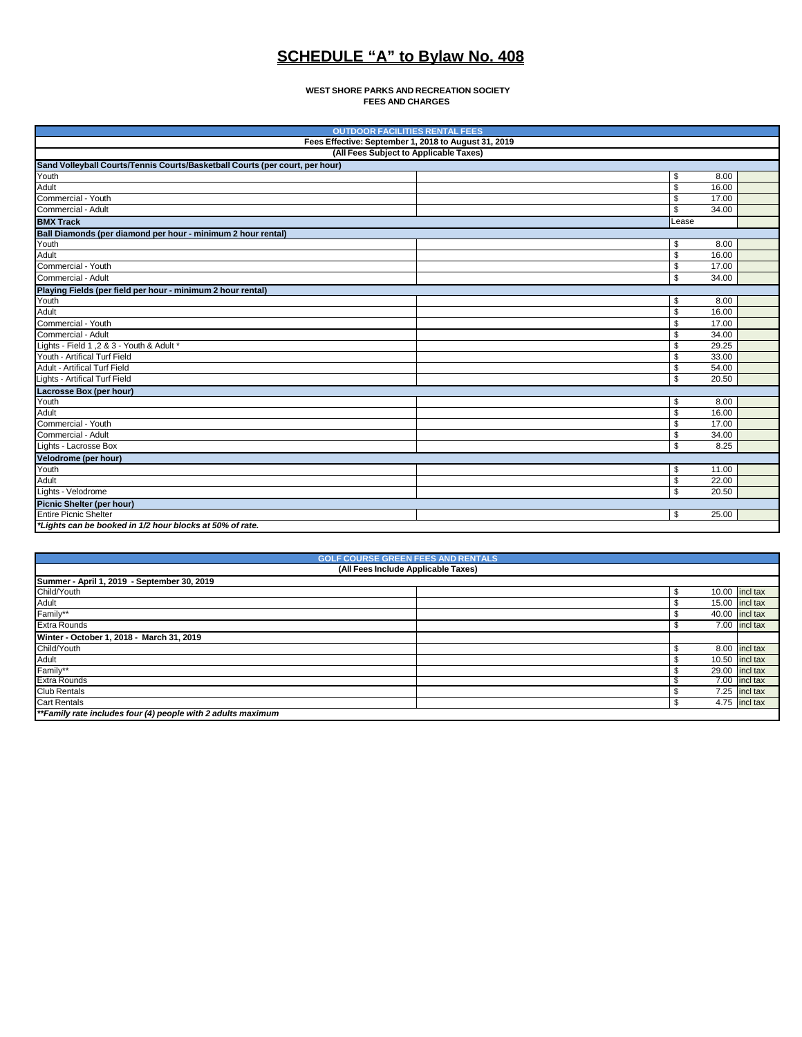# SCHEDULE "A" to Bylaw No. 408

**WEST SHORE PARKS AND RECREATION SOCIETY**
**FEES AND CHARGES**

| OUTDOOR FACILITIES RENTAL FEES | | | |
|---|---|---|---|
| **Fees Effective: September 1, 2018 to August 31, 2019** | | | |
| **(All Fees Subject to Applicable Taxes)** | | | |
| **Sand Volleyball Courts/Tennis Courts/Basketball Courts (per court, per hour)** | | | |
| Youth | | $ 8.00 | |
| Adult | | $ 16.00 | |
| Commercial - Youth | | $ 17.00 | |
| Commercial - Adult | | $ 34.00 | |
| **BMX Track** | | Lease | |
| **Ball Diamonds (per diamond per hour - minimum 2 hour rental)** | | | |
| Youth | | $ 8.00 | |
| Adult | | $ 16.00 | |
| Commercial - Youth | | $ 17.00 | |
| Commercial - Adult | | $ 34.00 | |
| **Playing Fields (per field per hour - minimum 2 hour rental)** | | | |
| Youth | | $ 8.00 | |
| Adult | | $ 16.00 | |
| Commercial - Youth | | $ 17.00 | |
| Commercial - Adult | | $ 34.00 | |
| Lights - Field 1 ,2 & 3 - Youth & Adult * | | $ 29.25 | |
| Youth - Artifical Turf Field | | $ 33.00 | |
| Adult - Artifical Turf Field | | $ 54.00 | |
| Lights - Artifical Turf Field | | $ 20.50 | |
| **Lacrosse Box (per hour)** | | | |
| Youth | | $ 8.00 | |
| Adult | | $ 16.00 | |
| Commercial - Youth | | $ 17.00 | |
| Commercial - Adult | | $ 34.00 | |
| Lights - Lacrosse Box | | $ 8.25 | |
| **Velodrome (per hour)** | | | |
| Youth | | $ 11.00 | |
| Adult | | $ 22.00 | |
| Lights - Velodrome | | $ 20.50 | |
| **Picnic Shelter (per hour)** | | | |
| Entire Picnic Shelter | | $ 25.00 | |
| ***Lights can be booked in 1/2 hour blocks at 50% of rate.** | | | |

| GOLF COURSE GREEN FEES AND RENTALS | | | |
|---|---|---|---|
| **(All Fees Include Applicable Taxes)** | | | |
| **Summer - April 1, 2019 - September 30, 2019** | | | |
| Child/Youth | | $ 10.00 | incl tax |
| Adult | | $ 15.00 | incl tax |
| Family** | | $ 40.00 | incl tax |
| Extra Rounds | | $ 7.00 | incl tax |
| **Winter - October 1, 2018 - March 31, 2019** | | | |
| Child/Youth | | $ 8.00 | incl tax |
| Adult | | $ 10.50 | incl tax |
| Family** | | $ 29.00 | incl tax |
| Extra Rounds | | $ 7.00 | incl tax |
| Club Rentals | | $ 7.25 | incl tax |
| Cart Rentals | | $ 4.75 | incl tax |
| ****Family rate includes four (4) people with 2 adults maximum** | | | |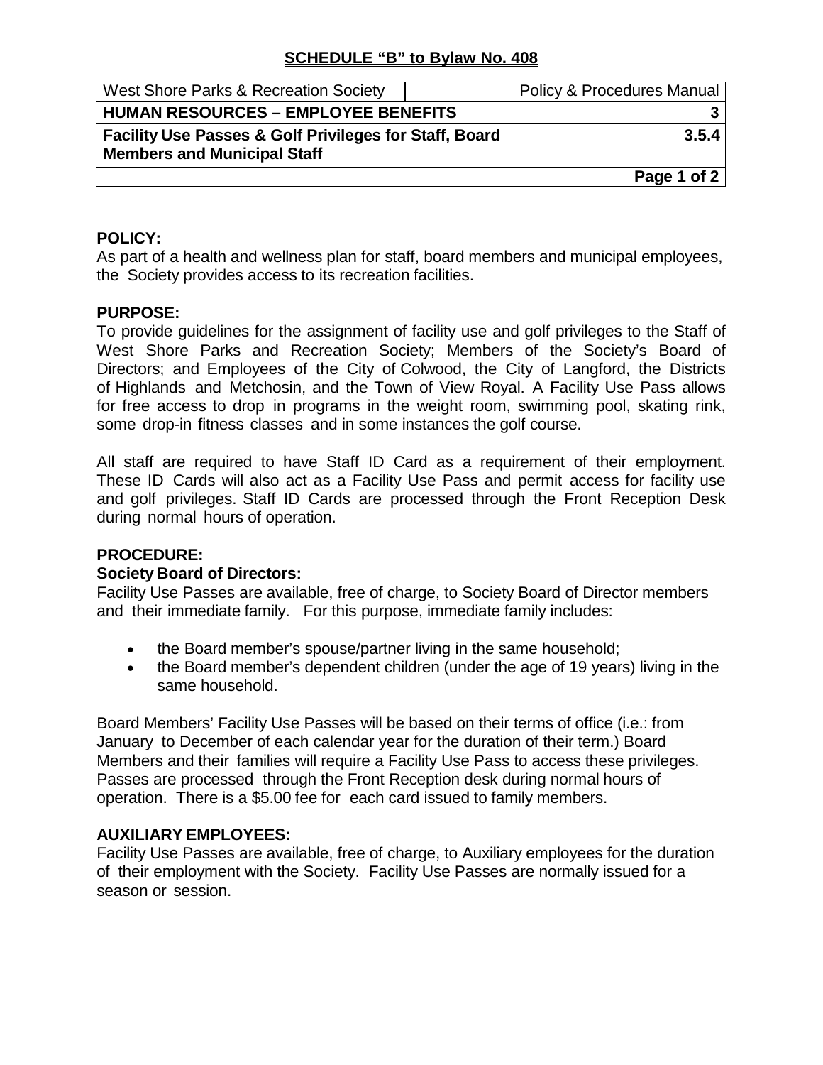## SCHEDULE "B" to Bylaw No. 408

| West Shore Parks & Recreation Society | Policy & Procedures Manual |
|---|---|
| **HUMAN RESOURCES – EMPLOYEE BENEFITS** | **3** |
| **Facility Use Passes & Golf Privileges for Staff, Board Members and Municipal Staff** | **3.5.4** |

### POLICY:

As part of a health and wellness plan for staff, board members and municipal employees, the Society provides access to its recreation facilities.

### PURPOSE:

To provide guidelines for the assignment of facility use and golf privileges to the Staff of West Shore Parks and Recreation Society; Members of the Society's Board of Directors; and Employees of the City of Colwood, the City of Langford, the Districts of Highlands and Metchosin, and the Town of View Royal. A Facility Use Pass allows for free access to drop in programs in the weight room, swimming pool, skating rink, some drop-in fitness classes and in some instances the golf course.

All staff are required to have Staff ID Card as a requirement of their employment. These ID Cards will also act as a Facility Use Pass and permit access for facility use and golf privileges. Staff ID Cards are processed through the Front Reception Desk during normal hours of operation.

### PROCEDURE:

**Society Board of Directors:**

Facility Use Passes are available, free of charge, to Society Board of Director members and their immediate family. For this purpose, immediate family includes:

- the Board member's spouse/partner living in the same household;
- the Board member's dependent children (under the age of 19 years) living in the same household.

Board Members' Facility Use Passes will be based on their terms of office (i.e.: from January to December of each calendar year for the duration of their term.) Board Members and their families will require a Facility Use Pass to access these privileges. Passes are processed through the Front Reception desk during normal hours of operation. There is a $5.00 fee for each card issued to family members.

### AUXILIARY EMPLOYEES:

Facility Use Passes are available, free of charge, to Auxiliary employees for the duration of their employment with the Society. Facility Use Passes are normally issued for a season or session.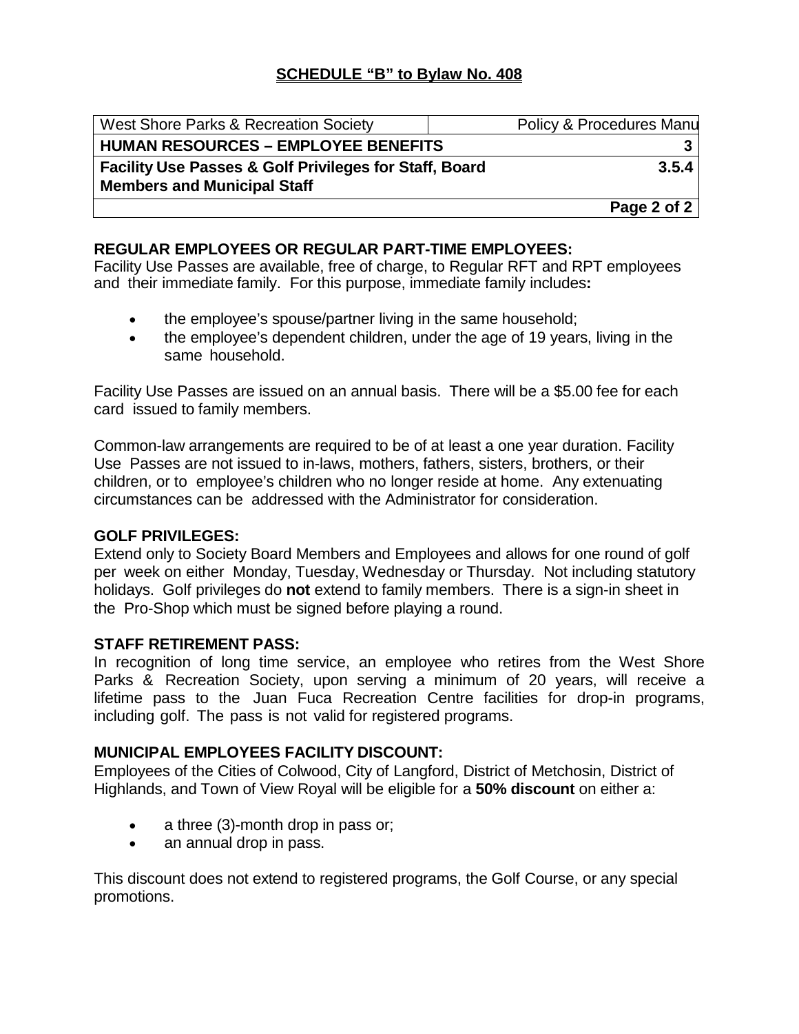## SCHEDULE "B" to Bylaw No. 408

| | |
|---|---|
| West Shore Parks & Recreation Society | Policy & Procedures Manu |
| **HUMAN RESOURCES – EMPLOYEE BENEFITS** | **3** |
| **Facility Use Passes & Golf Privileges for Staff, Board Members and Municipal Staff** | **3.5.4** |
| | **Page 2 of 2** |

**REGULAR EMPLOYEES OR REGULAR PART-TIME EMPLOYEES:**
Facility Use Passes are available, free of charge, to Regular RFT and RPT employees and their immediate family. For this purpose, immediate family includes**:**

- the employee's spouse/partner living in the same household;
- the employee's dependent children, under the age of 19 years, living in the same household.

Facility Use Passes are issued on an annual basis. There will be a $5.00 fee for each card issued to family members.

Common-law arrangements are required to be of at least a one year duration. Facility Use Passes are not issued to in-laws, mothers, fathers, sisters, brothers, or their children, or to employee's children who no longer reside at home. Any extenuating circumstances can be addressed with the Administrator for consideration.

**GOLF PRIVILEGES:**
Extend only to Society Board Members and Employees and allows for one round of golf per week on either Monday, Tuesday, Wednesday or Thursday. Not including statutory holidays. Golf privileges do **not** extend to family members. There is a sign-in sheet in the Pro-Shop which must be signed before playing a round.

**STAFF RETIREMENT PASS:**
In recognition of long time service, an employee who retires from the West Shore Parks & Recreation Society, upon serving a minimum of 20 years, will receive a lifetime pass to the Juan Fuca Recreation Centre facilities for drop-in programs, including golf. The pass is not valid for registered programs.

**MUNICIPAL EMPLOYEES FACILITY DISCOUNT:**
Employees of the Cities of Colwood, City of Langford, District of Metchosin, District of Highlands, and Town of View Royal will be eligible for a **50% discount** on either a:

- a three (3)-month drop in pass or;
- an annual drop in pass.

This discount does not extend to registered programs, the Golf Course, or any special promotions.